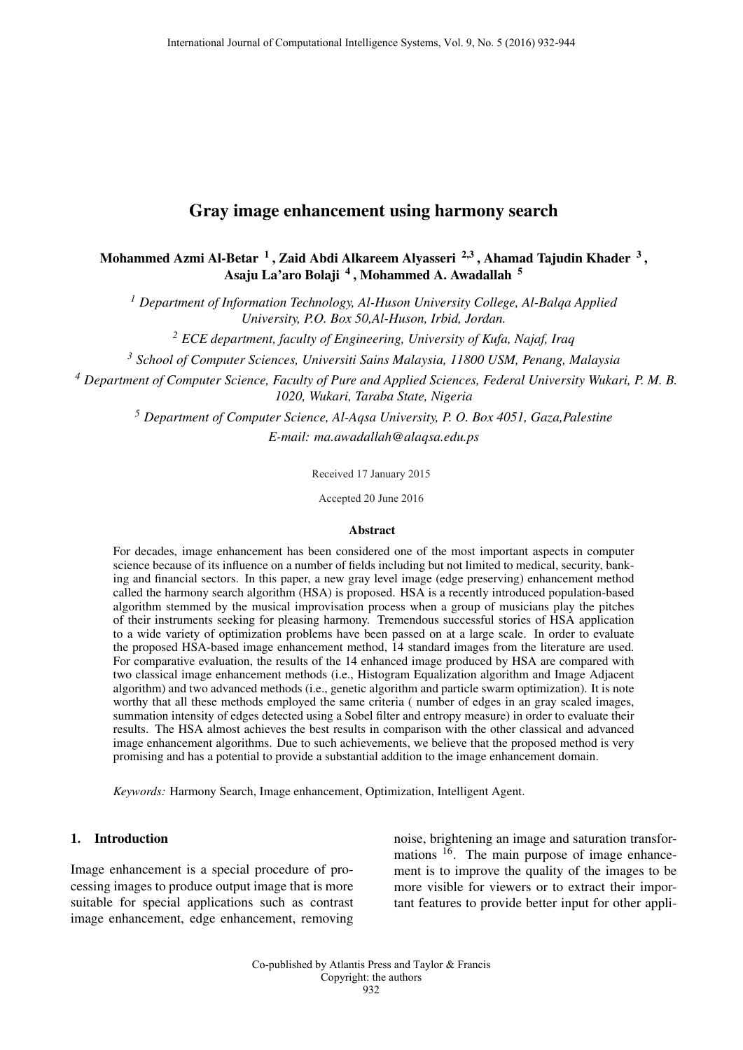# Gray image enhancement using harmony search

**Mohammed Azmi Al-Betar [1] , Zaid Abdi Alkareem Alyasseri [2,3] , Ahamad Tajudin Khader [3] , Asaju La'aro Bolaji [4] , Mohammed A. Awadallah [5]**

[1] *Department of Information Technology, Al-Huson University College, Al-Balqa Applied University, P.O. Box 50,Al-Huson, Irbid, Jordan.*

[2] *ECE department, faculty of Engineering, University of Kufa, Najaf, Iraq*

[3] *School of Computer Sciences, Universiti Sains Malaysia, 11800 USM, Penang, Malaysia*

[4] *Department of Computer Science, Faculty of Pure and Applied Sciences, Federal University Wukari, P. M. B. 1020, Wukari, Taraba State, Nigeria*

[5] *Department of Computer Science, Al-Aqsa University, P. O. Box 4051, Gaza,Palestine*
*E-mail: ma.awadallah@alaqsa.edu.ps*

Received 17 January 2015

Accepted 20 June 2016

### Abstract

For decades, image enhancement has been considered one of the most important aspects in computer science because of its influence on a number of fields including but not limited to medical, security, banking and financial sectors. In this paper, a new gray level image (edge preserving) enhancement method called the harmony search algorithm (HSA) is proposed. HSA is a recently introduced population-based algorithm stemmed by the musical improvisation process when a group of musicians play the pitches of their instruments seeking for pleasing harmony. Tremendous successful stories of HSA application to a wide variety of optimization problems have been passed on at a large scale. In order to evaluate the proposed HSA-based image enhancement method, 14 standard images from the literature are used. For comparative evaluation, the results of the 14 enhanced image produced by HSA are compared with two classical image enhancement methods (i.e., Histogram Equalization algorithm and Image Adjacent algorithm) and two advanced methods (i.e., genetic algorithm and particle swarm optimization). It is note worthy that all these methods employed the same criteria ( number of edges in an gray scaled images, summation intensity of edges detected using a Sobel filter and entropy measure) in order to evaluate their results. The HSA almost achieves the best results in comparison with the other classical and advanced image enhancement algorithms. Due to such achievements, we believe that the proposed method is very promising and has a potential to provide a substantial addition to the image enhancement domain.

*Keywords:* Harmony Search, Image enhancement, Optimization, Intelligent Agent.

## 1. Introduction

Image enhancement is a special procedure of processing images to produce output image that is more suitable for special applications such as contrast image enhancement, edge enhancement, removing noise, brightening an image and saturation transformations [16]. The main purpose of image enhancement is to improve the quality of the images to be more visible for viewers or to extract their important features to provide better input for other appli-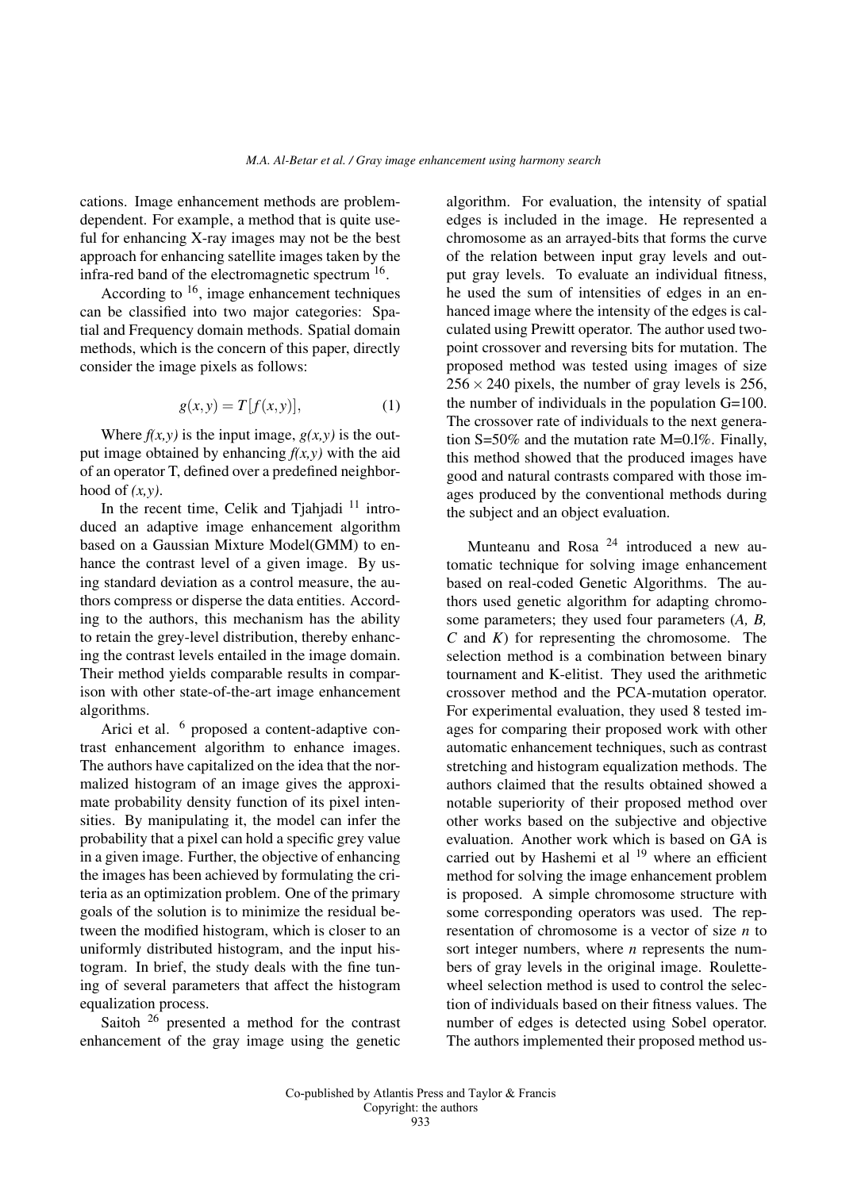cations. Image enhancement methods are problem-dependent. For example, a method that is quite useful for enhancing X-ray images may not be the best approach for enhancing satellite images taken by the infra-red band of the electromagnetic spectrum [16].

According to [16], image enhancement techniques can be classified into two major categories: Spatial and Frequency domain methods. Spatial domain methods, which is the concern of this paper, directly consider the image pixels as follows:

$$g(x,y) = T[f(x,y)], \tag{1}$$

Where *f(x,y)* is the input image, *g(x,y)* is the output image obtained by enhancing *f(x,y)* with the aid of an operator T, defined over a predefined neighborhood of *(x,y)*.

In the recent time, Celik and Tjahjadi [11] introduced an adaptive image enhancement algorithm based on a Gaussian Mixture Model(GMM) to enhance the contrast level of a given image. By using standard deviation as a control measure, the authors compress or disperse the data entities. According to the authors, this mechanism has the ability to retain the grey-level distribution, thereby enhancing the contrast levels entailed in the image domain. Their method yields comparable results in comparison with other state-of-the-art image enhancement algorithms.

Arici et al. [6] proposed a content-adaptive contrast enhancement algorithm to enhance images. The authors have capitalized on the idea that the normalized histogram of an image gives the approximate probability density function of its pixel intensities. By manipulating it, the model can infer the probability that a pixel can hold a specific grey value in a given image. Further, the objective of enhancing the images has been achieved by formulating the criteria as an optimization problem. One of the primary goals of the solution is to minimize the residual between the modified histogram, which is closer to an uniformly distributed histogram, and the input histogram. In brief, the study deals with the fine tuning of several parameters that affect the histogram equalization process.

Saitoh [26] presented a method for the contrast enhancement of the gray image using the genetic algorithm. For evaluation, the intensity of spatial edges is included in the image. He represented a chromosome as an arrayed-bits that forms the curve of the relation between input gray levels and output gray levels. To evaluate an individual fitness, he used the sum of intensities of edges in an enhanced image where the intensity of the edges is calculated using Prewitt operator. The author used two-point crossover and reversing bits for mutation. The proposed method was tested using images of size $256 \times 240$ pixels, the number of gray levels is 256, the number of individuals in the population G=100. The crossover rate of individuals to the next generation S=50% and the mutation rate M=0.l%. Finally, this method showed that the produced images have good and natural contrasts compared with those images produced by the conventional methods during the subject and an object evaluation.

Munteanu and Rosa [24] introduced a new automatic technique for solving image enhancement based on real-coded Genetic Algorithms. The authors used genetic algorithm for adapting chromosome parameters; they used four parameters (*A, B, C* and *K*) for representing the chromosome. The selection method is a combination between binary tournament and K-elitist. They used the arithmetic crossover method and the PCA-mutation operator. For experimental evaluation, they used 8 tested images for comparing their proposed work with other automatic enhancement techniques, such as contrast stretching and histogram equalization methods. The authors claimed that the results obtained showed a notable superiority of their proposed method over other works based on the subjective and objective evaluation. Another work which is based on GA is carried out by Hashemi et al [19] where an efficient method for solving the image enhancement problem is proposed. A simple chromosome structure with some corresponding operators was used. The representation of chromosome is a vector of size *n* to sort integer numbers, where *n* represents the numbers of gray levels in the original image. Roulette-wheel selection method is used to control the selection of individuals based on their fitness values. The number of edges is detected using Sobel operator. The authors implemented their proposed method us-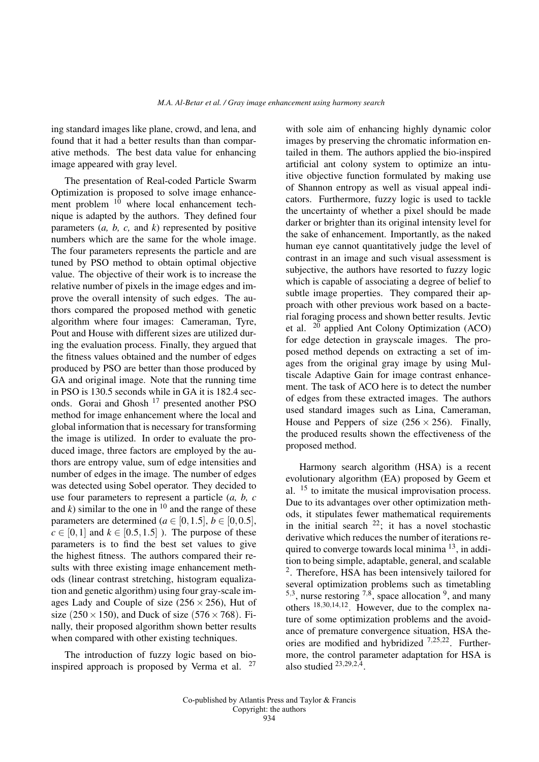ing standard images like plane, crowd, and lena, and found that it had a better results than than comparative methods. The best data value for enhancing image appeared with gray level.

The presentation of Real-coded Particle Swarm Optimization is proposed to solve image enhancement problem [10] where local enhancement technique is adapted by the authors. They defined four parameters (*a, b, c,* and *k*) represented by positive numbers which are the same for the whole image. The four parameters represents the particle and are tuned by PSO method to obtain optimal objective value. The objective of their work is to increase the relative number of pixels in the image edges and improve the overall intensity of such edges. The authors compared the proposed method with genetic algorithm where four images: Cameraman, Tyre, Pout and House with different sizes are utilized during the evaluation process. Finally, they argued that the fitness values obtained and the number of edges produced by PSO are better than those produced by GA and original image. Note that the running time in PSO is 130.5 seconds while in GA it is 182.4 seconds. Gorai and Ghosh [17] presented another PSO method for image enhancement where the local and global information that is necessary for transforming the image is utilized. In order to evaluate the produced image, three factors are employed by the authors are entropy value, sum of edge intensities and number of edges in the image. The number of edges was detected using Sobel operator. They decided to use four parameters to represent a particle (*a, b, c* and *k*) similar to the one in [10] and the range of these parameters are determined ($a \in [0,1.5]$, $b \in [0,0.5]$, $c \in [0,1]$ and $k \in [0.5,1.5]$ ). The purpose of these parameters is to find the best set values to give the highest fitness. The authors compared their results with three existing image enhancement methods (linear contrast stretching, histogram equalization and genetic algorithm) using four gray-scale images Lady and Couple of size ($256 \times 256$), Hut of size ($250 \times 150$), and Duck of size ($576 \times 768$). Finally, their proposed algorithm shown better results when compared with other existing techniques.

The introduction of fuzzy logic based on bio-inspired approach is proposed by Verma et al. [27] with sole aim of enhancing highly dynamic color images by preserving the chromatic information entailed in them. The authors applied the bio-inspired artificial ant colony system to optimize an intuitive objective function formulated by making use of Shannon entropy as well as visual appeal indicators. Furthermore, fuzzy logic is used to tackle the uncertainty of whether a pixel should be made darker or brighter than its original intensity level for the sake of enhancement. Importantly, as the naked human eye cannot quantitatively judge the level of contrast in an image and such visual assessment is subjective, the authors have resorted to fuzzy logic which is capable of associating a degree of belief to subtle image properties. They compared their approach with other previous work based on a bacterial foraging process and shown better results. Jevtic et al. [20] applied Ant Colony Optimization (ACO) for edge detection in grayscale images. The proposed method depends on extracting a set of images from the original gray image by using Multiscale Adaptive Gain for image contrast enhancement. The task of ACO here is to detect the number of edges from these extracted images. The authors used standard images such as Lina, Cameraman, House and Peppers of size ($256 \times 256$). Finally, the produced results shown the effectiveness of the proposed method.

Harmony search algorithm (HSA) is a recent evolutionary algorithm (EA) proposed by Geem et al. [15] to imitate the musical improvisation process. Due to its advantages over other optimization methods, it stipulates fewer mathematical requirements in the initial search [22]; it has a novel stochastic derivative which reduces the number of iterations required to converge towards local minima [13], in addition to being simple, adaptable, general, and scalable [2]. Therefore, HSA has been intensively tailored for several optimization problems such as timetabling [5,3], nurse restoring [7,8], space allocation [9], and many others [18,30,14,12]. However, due to the complex nature of some optimization problems and the avoidance of premature convergence situation, HSA theories are modified and hybridized [7,25,22]. Furthermore, the control parameter adaptation for HSA is also studied [23,29,2,4].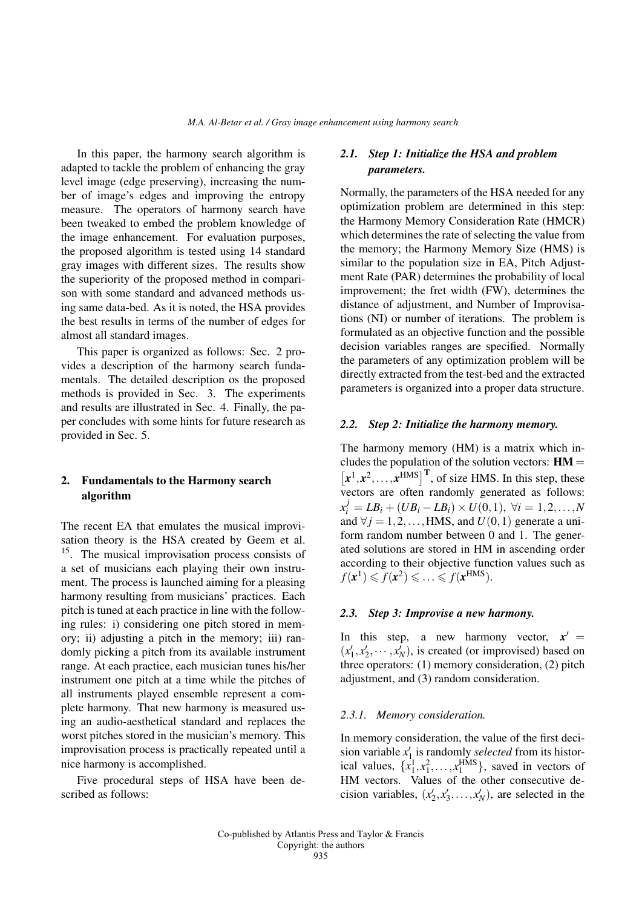In this paper, the harmony search algorithm is adapted to tackle the problem of enhancing the gray level image (edge preserving), increasing the number of image's edges and improving the entropy measure. The operators of harmony search have been tweaked to embed the problem knowledge of the image enhancement. For evaluation purposes, the proposed algorithm is tested using 14 standard gray images with different sizes. The results show the superiority of the proposed method in comparison with some standard and advanced methods using same data-bed. As it is noted, the HSA provides the best results in terms of the number of edges for almost all standard images.

This paper is organized as follows: Sec. 2 provides a description of the harmony search fundamentals. The detailed description os the proposed methods is provided in Sec. 3. The experiments and results are illustrated in Sec. 4. Finally, the paper concludes with some hints for future research as provided in Sec. 5.

## 2. Fundamentals to the Harmony search algorithm

The recent EA that emulates the musical improvisation theory is the HSA created by Geem et al. [15]. The musical improvisation process consists of a set of musicians each playing their own instrument. The process is launched aiming for a pleasing harmony resulting from musicians' practices. Each pitch is tuned at each practice in line with the following rules: i) considering one pitch stored in memory; ii) adjusting a pitch in the memory; iii) randomly picking a pitch from its available instrument range. At each practice, each musician tunes his/her instrument one pitch at a time while the pitches of all instruments played ensemble represent a complete harmony. That new harmony is measured using an audio-aesthetical standard and replaces the worst pitches stored in the musician's memory. This improvisation process is practically repeated until a nice harmony is accomplished.

Five procedural steps of HSA have been described as follows:

### 2.1. *Step 1: Initialize the HSA and problem parameters.*

Normally, the parameters of the HSA needed for any optimization problem are determined in this step: the Harmony Memory Consideration Rate (HMCR) which determines the rate of selecting the value from the memory; the Harmony Memory Size (HMS) is similar to the population size in EA, Pitch Adjustment Rate (PAR) determines the probability of local improvement; the fret width (FW), determines the distance of adjustment, and Number of Improvisations (NI) or number of iterations. The problem is formulated as an objective function and the possible decision variables ranges are specified. Normally the parameters of any optimization problem will be directly extracted from the test-bed and the extracted parameters is organized into a proper data structure.

### 2.2. *Step 2: Initialize the harmony memory.*

The harmony memory (HM) is a matrix which includes the population of the solution vectors: $\mathbf{HM} = \left[\boldsymbol{x}^1, \boldsymbol{x}^2, \ldots, \boldsymbol{x}^{\text{HMS}}\right]^{\mathbf{T}}$, of size HMS. In this step, these vectors are often randomly generated as follows: $x_i^j = LB_i + (UB_i - LB_i) \times U(0,1),\ \forall i = 1, 2, \ldots, N$ and $\forall j = 1, 2, \ldots, \text{HMS}$, and $U(0,1)$ generate a uniform random number between 0 and 1. The generated solutions are stored in HM in ascending order according to their objective function values such as $f(\boldsymbol{x}^1) \leqslant f(\boldsymbol{x}^2) \leqslant \ldots \leqslant f(\boldsymbol{x}^{\text{HMS}})$.

### 2.3. *Step 3: Improvise a new harmony.*

In this step, a new harmony vector, $\boldsymbol{x}' = (x'_1, x'_2, \cdots, x'_N)$, is created (or improvised) based on three operators: (1) memory consideration, (2) pitch adjustment, and (3) random consideration.

#### 2.3.1. *Memory consideration.*

In memory consideration, the value of the first decision variable $x'_1$ is randomly *selected* from its historical values, $\{x_1^1, x_1^2, \ldots, x_1^{\text{HMS}}\}$, saved in vectors of HM vectors. Values of the other consecutive decision variables, $(x'_2, x'_3, \ldots, x'_N)$, are selected in the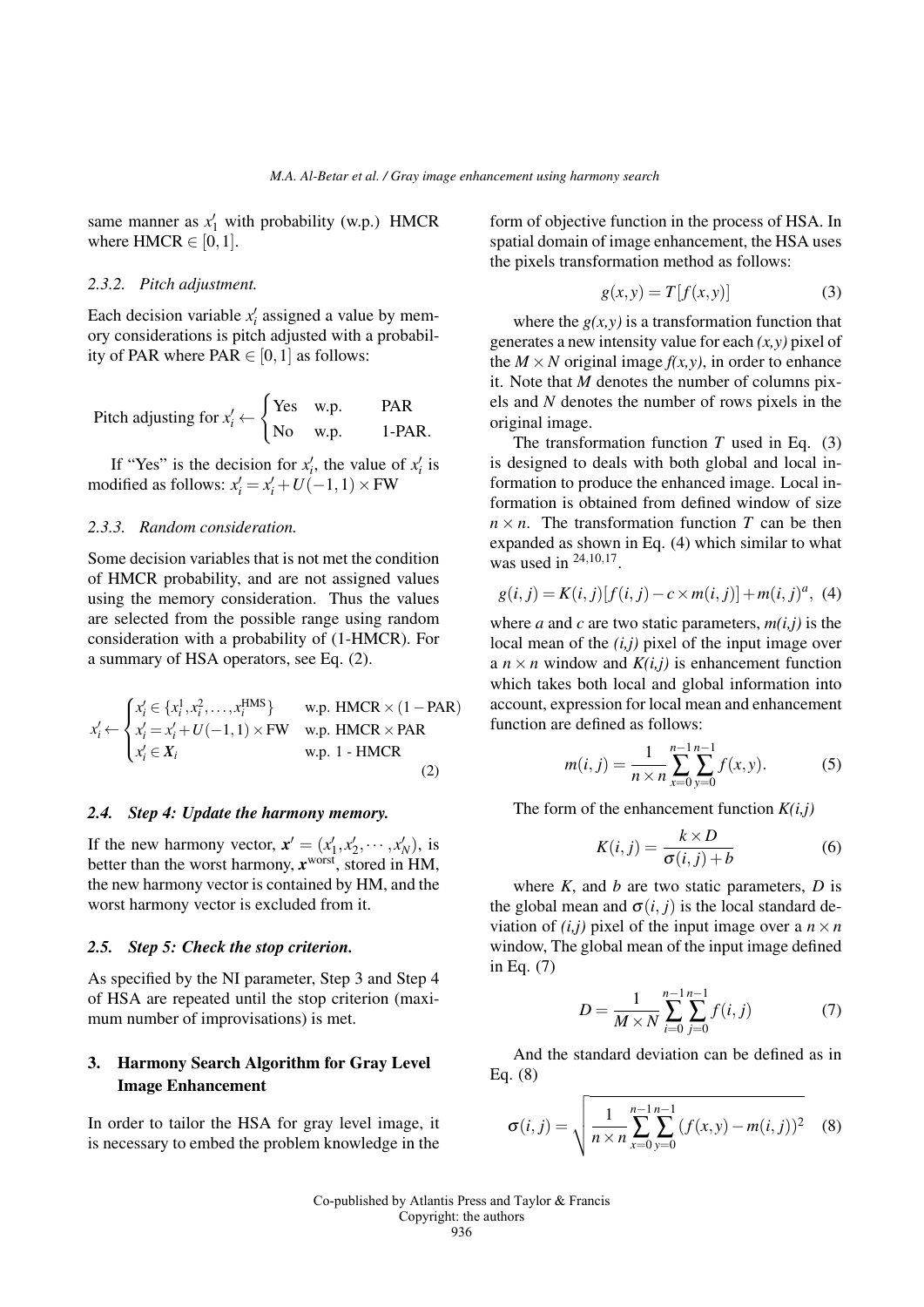same manner as $x'_1$ with probability (w.p.) HMCR where $\text{HMCR} \in [0,1]$.

### 2.3.2. Pitch adjustment.

Each decision variable $x'_i$ assigned a value by memory considerations is pitch adjusted with a probability of PAR where $\text{PAR} \in [0,1]$ as follows:

$$\text{Pitch adjusting for } x'_i \leftarrow \begin{cases} \text{Yes} & \text{w.p.} \quad \text{PAR} \\ \text{No} & \text{w.p.} \quad \text{1-PAR.} \end{cases}$$

If "Yes" is the decision for $x'_i$, the value of $x'_i$ is modified as follows: $x'_i = x'_i + U(-1,1) \times \text{FW}$

### 2.3.3. Random consideration.

Some decision variables that is not met the condition of HMCR probability, and are not assigned values using the memory consideration. Thus the values are selected from the possible range using random consideration with a probability of (1-HMCR). For a summary of HSA operators, see Eq. (2).

$$x'_i \leftarrow \begin{cases} x'_i \in \{x_i^1, x_i^2, \ldots, x_i^{\text{HMS}}\} & \text{w.p. HMCR} \times (1 - \text{PAR}) \\ x'_i = x'_i + U(-1,1) \times \text{FW} & \text{w.p. HMCR} \times \text{PAR} \\ x'_i \in \boldsymbol{X}_i & \text{w.p. 1 - HMCR} \end{cases} \tag{2}$$

## 2.4. Step 4: Update the harmony memory.

If the new harmony vector, $\boldsymbol{x}' = (x'_1, x'_2, \cdots, x'_N)$, is better than the worst harmony, $\boldsymbol{x}^{\text{worst}}$, stored in HM, the new harmony vector is contained by HM, and the worst harmony vector is excluded from it.

## 2.5. Step 5: Check the stop criterion.

As specified by the NI parameter, Step 3 and Step 4 of HSA are repeated until the stop criterion (maximum number of improvisations) is met.

# 3. Harmony Search Algorithm for Gray Level Image Enhancement

In order to tailor the HSA for gray level image, it is necessary to embed the problem knowledge in the form of objective function in the process of HSA. In spatial domain of image enhancement, the HSA uses the pixels transformation method as follows:

$$g(x,y) = T[f(x,y)] \tag{3}$$

where the $g(x,y)$ is a transformation function that generates a new intensity value for each $(x,y)$ pixel of the $M \times N$ original image $f(x,y)$, in order to enhance it. Note that $M$ denotes the number of columns pixels and $N$ denotes the number of rows pixels in the original image.

The transformation function $T$ used in Eq. (3) is designed to deals with both global and local information to produce the enhanced image. Local information is obtained from defined window of size $n \times n$. The transformation function $T$ can be then expanded as shown in Eq. (4) which similar to what was used in [24,10,17].

$$g(i,j) = K(i,j)[f(i,j) - c \times m(i,j)] + m(i,j)^a, \tag{4}$$

where $a$ and $c$ are two static parameters, $m(i,j)$ is the local mean of the $(i,j)$ pixel of the input image over a $n \times n$ window and $K(i,j)$ is enhancement function which takes both local and global information into account, expression for local mean and enhancement function are defined as follows:

$$m(i,j) = \frac{1}{n \times n} \sum_{x=0}^{n-1} \sum_{y=0}^{n-1} f(x,y). \tag{5}$$

The form of the enhancement function $K(i,j)$

$$K(i,j) = \frac{k \times D}{\sigma(i,j) + b} \tag{6}$$

where $K$, and $b$ are two static parameters, $D$ is the global mean and $\sigma(i,j)$ is the local standard deviation of $(i,j)$ pixel of the input image over a $n \times n$ window, The global mean of the input image defined in Eq. (7)

$$D = \frac{1}{M \times N} \sum_{i=0}^{n-1} \sum_{j=0}^{n-1} f(i,j) \tag{7}$$

And the standard deviation can be defined as in Eq. (8)

$$\sigma(i,j) = \sqrt{\frac{1}{n \times n} \sum_{x=0}^{n-1} \sum_{y=0}^{n-1} (f(x,y) - m(i,j))^2} \tag{8}$$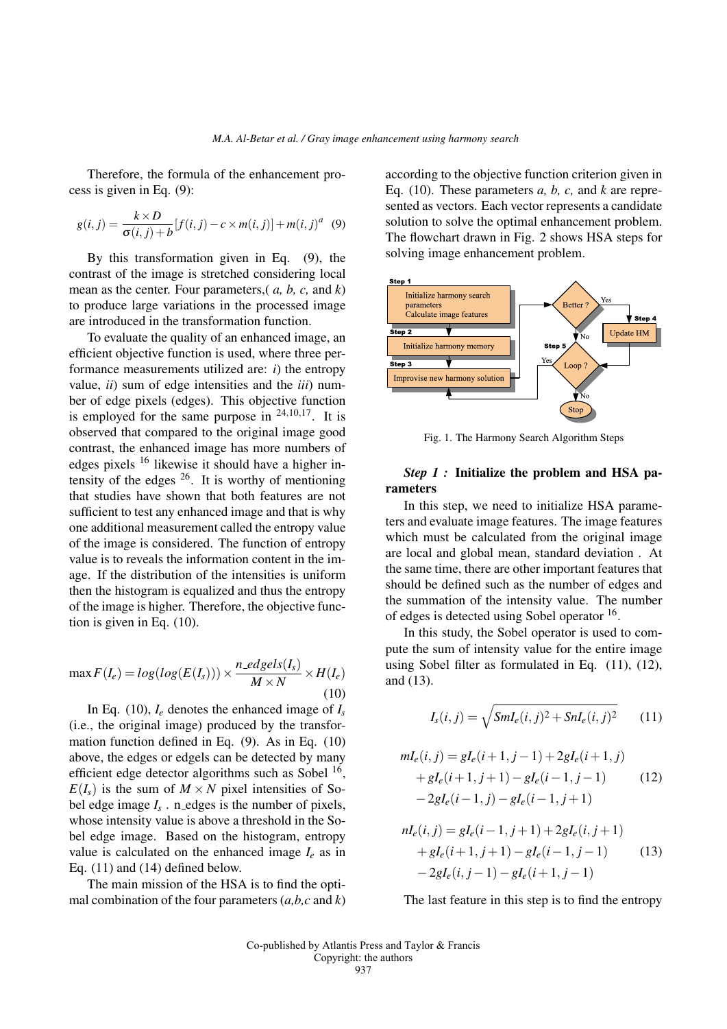Therefore, the formula of the enhancement process is given in Eq. (9):

$$g(i,j) = \frac{k \times D}{\sigma(i,j)+b}[f(i,j) - c \times m(i,j)] + m(i,j)^{a} \quad (9)$$

By this transformation given in Eq. (9), the contrast of the image is stretched considering local mean as the center. Four parameters,( *a, b, c,* and *k*) to produce large variations in the processed image are introduced in the transformation function.

To evaluate the quality of an enhanced image, an efficient objective function is used, where three performance measurements utilized are: *i*) the entropy value, *ii*) sum of edge intensities and the *iii*) number of edge pixels (edges). This objective function is employed for the same purpose in [24,10,17]. It is observed that compared to the original image good contrast, the enhanced image has more numbers of edges pixels [16] likewise it should have a higher intensity of the edges [26]. It is worthy of mentioning that studies have shown that both features are not sufficient to test any enhanced image and that is why one additional measurement called the entropy value of the image is considered. The function of entropy value is to reveals the information content in the image. If the distribution of the intensities is uniform then the histogram is equalized and thus the entropy of the image is higher. Therefore, the objective function is given in Eq. (10).

$$\max F(I_e) = log(log(E(I_s))) \times \frac{n\_edgels(I_s)}{M \times N} \times H(I_e) \quad (10)$$

In Eq. (10), $I_e$ denotes the enhanced image of $I_s$ (i.e., the original image) produced by the transformation function defined in Eq. (9). As in Eq. (10) above, the edges or edgels can be detected by many efficient edge detector algorithms such as Sobel [16], $E(I_s)$ is the sum of $M \times N$ pixel intensities of Sobel edge image $I_s$ . n_edges is the number of pixels, whose intensity value is above a threshold in the Sobel edge image. Based on the histogram, entropy value is calculated on the enhanced image $I_e$ as in Eq. (11) and (14) defined below.

The main mission of the HSA is to find the optimal combination of the four parameters (*a,b,c* and *k*) according to the objective function criterion given in Eq. (10). These parameters *a, b, c,* and *k* are represented as vectors. Each vector represents a candidate solution to solve the optimal enhancement problem. The flowchart drawn in Fig. 2 shows HSA steps for solving image enhancement problem.

Step 1: Initialize harmony search parameters; Calculate image features
Step 2: Initialize harmony memory
Step 3: Improvise new harmony solution
Better ? — Yes → Step 4: Update HM; No → Step 5: Loop ?
Loop ? — Yes → Step 3; No → Stop

Fig. 1. The Harmony Search Algorithm Steps

***Step 1 :*** **Initialize the problem and HSA parameters**

In this step, we need to initialize HSA parameters and evaluate image features. The image features which must be calculated from the original image are local and global mean, standard deviation . At the same time, there are other important features that should be defined such as the number of edges and the summation of the intensity value. The number of edges is detected using Sobel operator [16].

In this study, the Sobel operator is used to compute the sum of intensity value for the entire image using Sobel filter as formulated in Eq. (11), (12), and (13).

$$I_s(i,j) = \sqrt{SmI_e(i,j)^2 + SnI_e(i,j)^2} \quad (11)$$

$$\begin{aligned} mI_e(i,j) &= gI_e(i+1,j-1) + 2gI_e(i+1,j) \\ &+ gI_e(i+1,j+1) - gI_e(i-1,j-1) \\ &- 2gI_e(i-1,j) - gI_e(i-1,j+1) \end{aligned} \quad (12)$$

$$\begin{aligned} nI_e(i,j) &= gI_e(i-1,j+1) + 2gI_e(i,j+1) \\ &+ gI_e(i+1,j+1) - gI_e(i-1,j-1) \\ &- 2gI_e(i,j-1) - gI_e(i+1,j-1) \end{aligned} \quad (13)$$

The last feature in this step is to find the entropy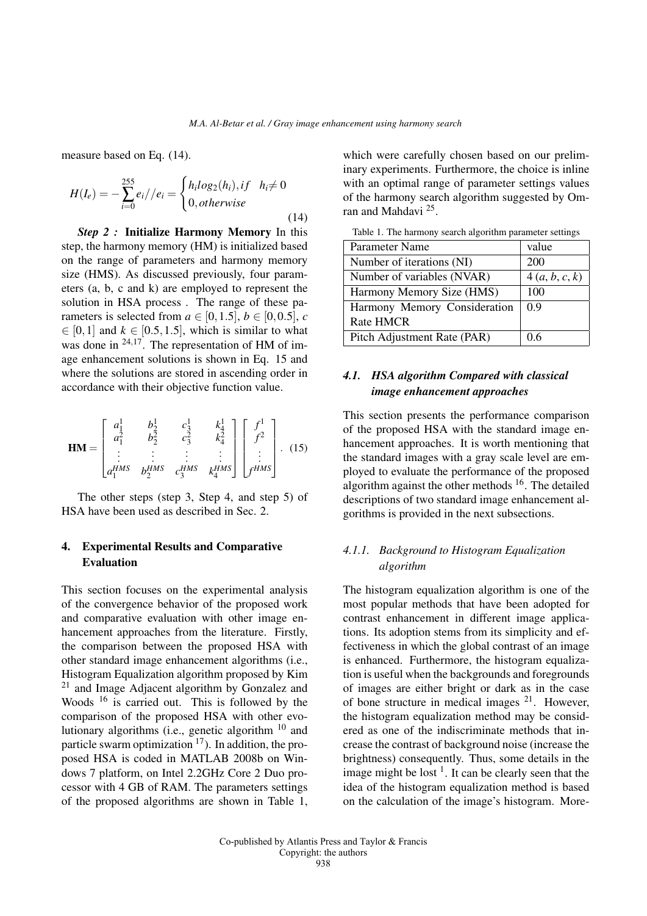measure based on Eq. (14).

$$H(I_e) = -\sum_{i=0}^{255} e_i // e_i = \begin{cases} h_i log_2(h_i), if \quad h_i \neq 0 \\ 0, otherwise \end{cases} \tag{14}$$

***Step 2 :*** **Initialize Harmony Memory** In this step, the harmony memory (HM) is initialized based on the range of parameters and harmony memory size (HMS). As discussed previously, four parameters (a, b, c and k) are employed to represent the solution in HSA process . The range of these parameters is selected from $a \in [0, 1.5]$, $b \in [0, 0.5]$, $c \in [0, 1]$ and $k \in [0.5, 1.5]$, which is similar to what was done in [24,17]. The representation of HM of image enhancement solutions is shown in Eq. 15 and where the solutions are stored in ascending order in accordance with their objective function value.

$$\mathbf{HM} = \begin{bmatrix} a_1^1 & b_2^1 & c_3^1 & k_4^1 \\ a_1^2 & b_2^2 & c_3^2 & k_4^2 \\ \vdots & \vdots & \vdots & \vdots \\ a_1^{HMS} & b_2^{HMS} & c_3^{HMS} & k_4^{HMS} \end{bmatrix} \begin{bmatrix} f^1 \\ f^2 \\ \vdots \\ f^{HMS} \end{bmatrix}. \tag{15}$$

The other steps (step 3, Step 4, and step 5) of HSA have been used as described in Sec. 2.

## 4. Experimental Results and Comparative Evaluation

This section focuses on the experimental analysis of the convergence behavior of the proposed work and comparative evaluation with other image enhancement approaches from the literature. Firstly, the comparison between the proposed HSA with other standard image enhancement algorithms (i.e., Histogram Equalization algorithm proposed by Kim [21] and Image Adjacent algorithm by Gonzalez and Woods [16] is carried out. This is followed by the comparison of the proposed HSA with other evolutionary algorithms (i.e., genetic algorithm [10] and particle swarm optimization [17]). In addition, the proposed HSA is coded in MATLAB 2008b on Windows 7 platform, on Intel 2.2GHz Core 2 Duo processor with 4 GB of RAM. The parameters settings of the proposed algorithms are shown in Table 1, which were carefully chosen based on our preliminary experiments. Furthermore, the choice is inline with an optimal range of parameter settings values of the harmony search algorithm suggested by Omran and Mahdavi [25].

Table 1. The harmony search algorithm parameter settings

| Parameter Name | value |
|---|---|
| Number of iterations (NI) | 200 |
| Number of variables (NVAR) | 4 ($a$, $b$, $c$, $k$) |
| Harmony Memory Size (HMS) | 100 |
| Harmony Memory Consideration Rate HMCR | 0.9 |
| Pitch Adjustment Rate (PAR) | 0.6 |

### 4.1. *HSA algorithm Compared with classical image enhancement approaches*

This section presents the performance comparison of the proposed HSA with the standard image enhancement approaches. It is worth mentioning that the standard images with a gray scale level are employed to evaluate the performance of the proposed algorithm against the other methods [16]. The detailed descriptions of two standard image enhancement algorithms is provided in the next subsections.

#### *4.1.1. Background to Histogram Equalization algorithm*

The histogram equalization algorithm is one of the most popular methods that have been adopted for contrast enhancement in different image applications. Its adoption stems from its simplicity and effectiveness in which the global contrast of an image is enhanced. Furthermore, the histogram equalization is useful when the backgrounds and foregrounds of images are either bright or dark as in the case of bone structure in medical images [21]. However, the histogram equalization method may be considered as one of the indiscriminate methods that increase the contrast of background noise (increase the brightness) consequently. Thus, some details in the image might be lost [1]. It can be clearly seen that the idea of the histogram equalization method is based on the calculation of the image's histogram. More-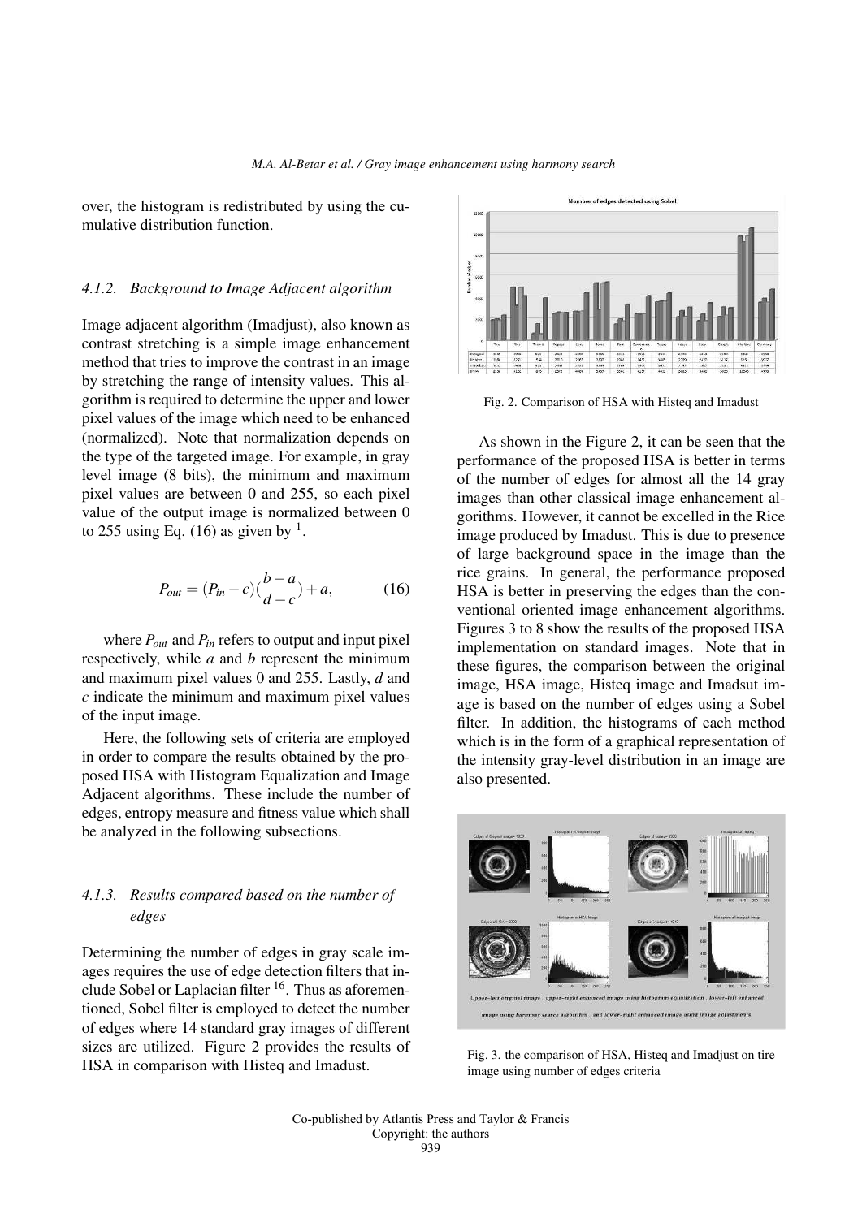over, the histogram is redistributed by using the cumulative distribution function.

#### 4.1.2. Background to Image Adjacent algorithm

Image adjacent algorithm (Imadjust), also known as contrast stretching is a simple image enhancement method that tries to improve the contrast in an image by stretching the range of intensity values. This algorithm is required to determine the upper and lower pixel values of the image which need to be enhanced (normalized). Note that normalization depends on the type of the targeted image. For example, in gray level image (8 bits), the minimum and maximum pixel values are between 0 and 255, so each pixel value of the output image is normalized between 0 to 255 using Eq. (16) as given by [1].

$$P_{out} = (P_{in} - c)(\frac{b-a}{d-c}) + a, \tag{16}$$

where $P_{out}$ and $P_{in}$ refers to output and input pixel respectively, while $a$ and $b$ represent the minimum and maximum pixel values 0 and 255. Lastly, $d$ and $c$ indicate the minimum and maximum pixel values of the input image.

Here, the following sets of criteria are employed in order to compare the results obtained by the proposed HSA with Histogram Equalization and Image Adjacent algorithms. These include the number of edges, entropy measure and fitness value which shall be analyzed in the following subsections.

#### 4.1.3. Results compared based on the number of edges

Determining the number of edges in gray scale images requires the use of edge detection filters that include Sobel or Laplacian filter [16]. Thus as aforementioned, Sobel filter is employed to detect the number of edges where 14 standard gray images of different sizes are utilized. Figure 2 provides the results of HSA in comparison with Histeq and Imadust.

Fig. 2. Comparison of HSA with Histeq and Imadust

As shown in the Figure 2, it can be seen that the performance of the proposed HSA is better in terms of the number of edges for almost all the 14 gray images than other classical image enhancement algorithms. However, it cannot be excelled in the Rice image produced by Imadust. This is due to presence of large background space in the image than the rice grains. In general, the performance proposed HSA is better in preserving the edges than the conventional oriented image enhancement algorithms. Figures 3 to 8 show the results of the proposed HSA implementation on standard images. Note that in these figures, the comparison between the original image, HSA image, Histeq image and Imadsut image is based on the number of edges using a Sobel filter. In addition, the histograms of each method which is in the form of a graphical representation of the intensity gray-level distribution in an image are also presented.

Fig. 3. the comparison of HSA, Histeq and Imadjust on tire image using number of edges criteria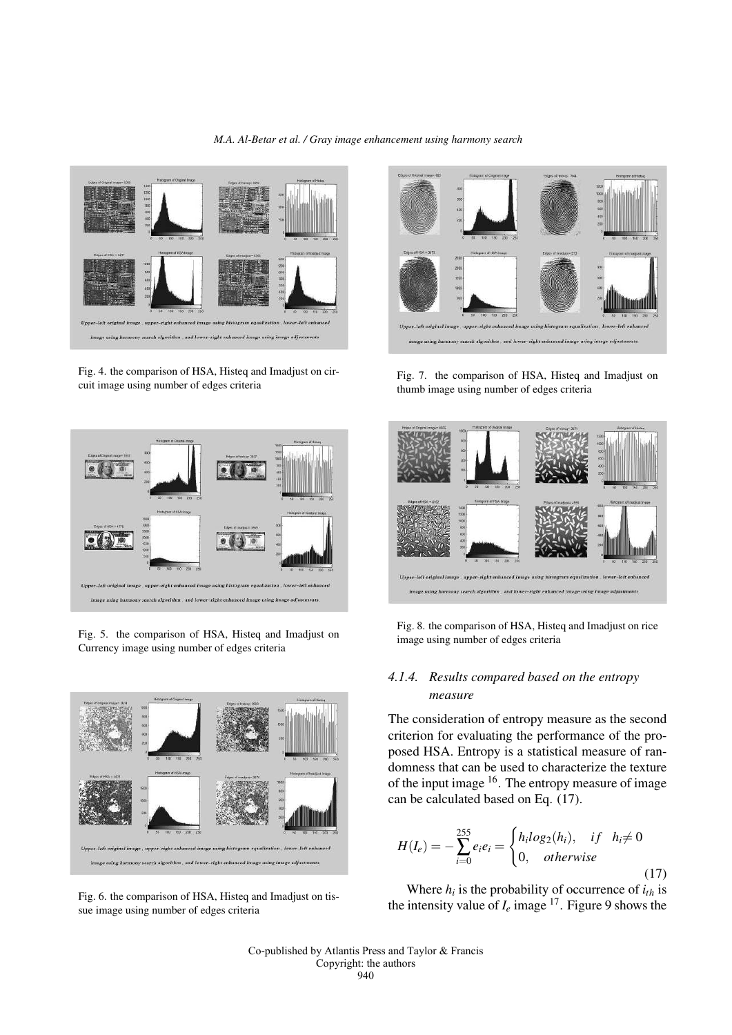Fig. 4. the comparison of HSA, Histeq and Imadjust on circuit image using number of edges criteria

Fig. 5. the comparison of HSA, Histeq and Imadjust on Currency image using number of edges criteria

Fig. 6. the comparison of HSA, Histeq and Imadjust on tissue image using number of edges criteria

Fig. 7. the comparison of HSA, Histeq and Imadjust on thumb image using number of edges criteria

Fig. 8. the comparison of HSA, Histeq and Imadjust on rice image using number of edges criteria

#### 4.1.4. Results compared based on the entropy measure

The consideration of entropy measure as the second criterion for evaluating the performance of the proposed HSA. Entropy is a statistical measure of randomness that can be used to characterize the texture of the input image [16]. The entropy measure of image can be calculated based on Eq. (17).

$$H(I_e) = -\sum_{i=0}^{255} e_i e_i = \begin{cases} h_i log_2(h_i), & if \quad h_i \neq 0 \\ 0, & otherwise \end{cases} \tag{17}$$

Where $h_i$ is the probability of occurrence of $i_{th}$ is the intensity value of $I_e$ image [17]. Figure 9 shows the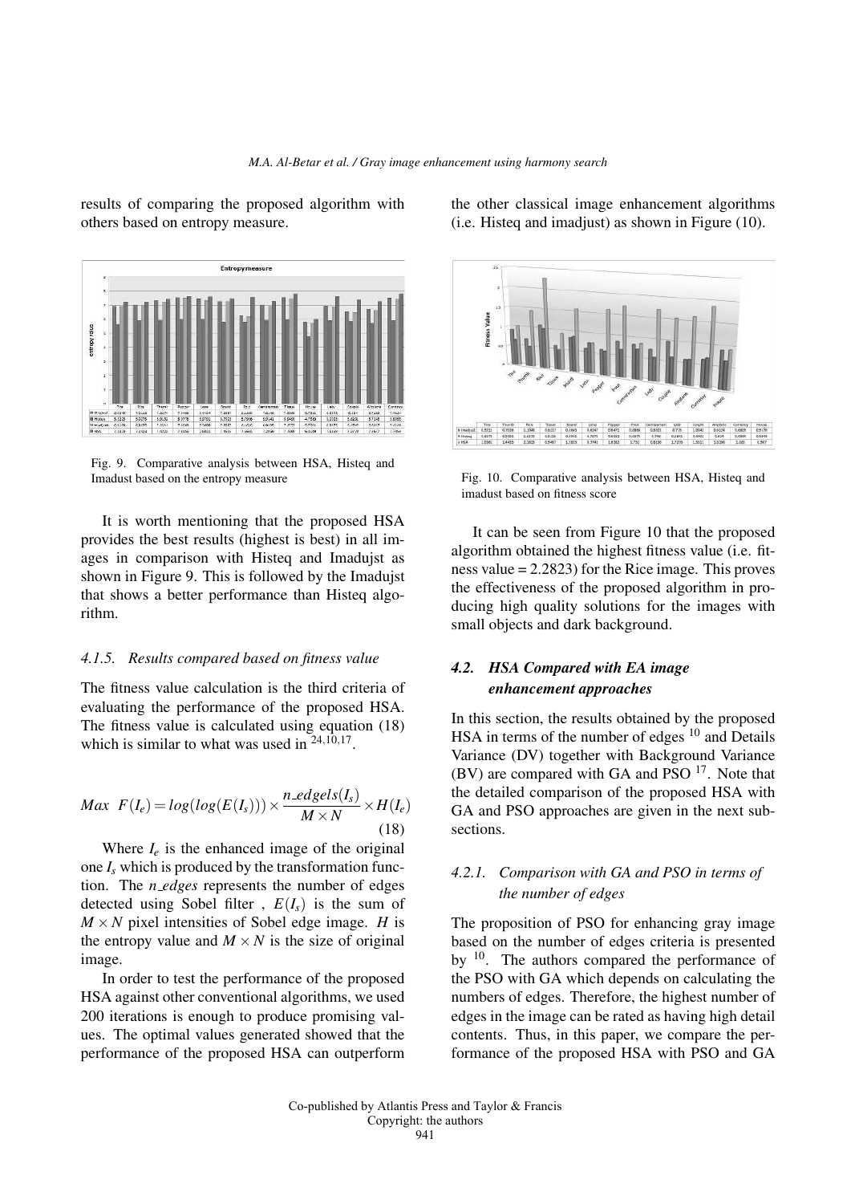results of comparing the proposed algorithm with others based on entropy measure.

Fig. 9. Comparative analysis between HSA, Histeq and Imadust based on the entropy measure

It is worth mentioning that the proposed HSA provides the best results (highest is best) in all images in comparison with Histeq and Imadujst as shown in Figure 9. This is followed by the Imadujst that shows a better performance than Histeq algorithm.

#### 4.1.5. Results compared based on fitness value

The fitness value calculation is the third criteria of evaluating the performance of the proposed HSA. The fitness value is calculated using equation (18) which is similar to what was used in [24,10,17].

$$Max \;\; F(I_e) = log(log(E(I_s))) \times \frac{n\_edgels(I_s)}{M \times N} \times H(I_e) \quad (18)$$

Where $I_e$ is the enhanced image of the original one $I_s$ which is produced by the transformation function. The $n\_edges$ represents the number of edges detected using Sobel filter , $E(I_s)$ is the sum of $M \times N$ pixel intensities of Sobel edge image. $H$ is the entropy value and $M \times N$ is the size of original image.

In order to test the performance of the proposed HSA against other conventional algorithms, we used 200 iterations is enough to produce promising values. The optimal values generated showed that the performance of the proposed HSA can outperform the other classical image enhancement algorithms (i.e. Histeq and imadjust) as shown in Figure (10).

Fig. 10. Comparative analysis between HSA, Histeq and imadust based on fitness score

It can be seen from Figure 10 that the proposed algorithm obtained the highest fitness value (i.e. fitness value = 2.2823) for the Rice image. This proves the effectiveness of the proposed algorithm in producing high quality solutions for the images with small objects and dark background.

### 4.2. HSA Compared with EA image enhancement approaches

In this section, the results obtained by the proposed HSA in terms of the number of edges [10] and Details Variance (DV) together with Background Variance (BV) are compared with GA and PSO [17]. Note that the detailed comparison of the proposed HSA with GA and PSO approaches are given in the next subsections.

#### 4.2.1. Comparison with GA and PSO in terms of the number of edges

The proposition of PSO for enhancing gray image based on the number of edges criteria is presented by [10]. The authors compared the performance of the PSO with GA which depends on calculating the numbers of edges. Therefore, the highest number of edges in the image can be rated as having high detail contents. Thus, in this paper, we compare the performance of the proposed HSA with PSO and GA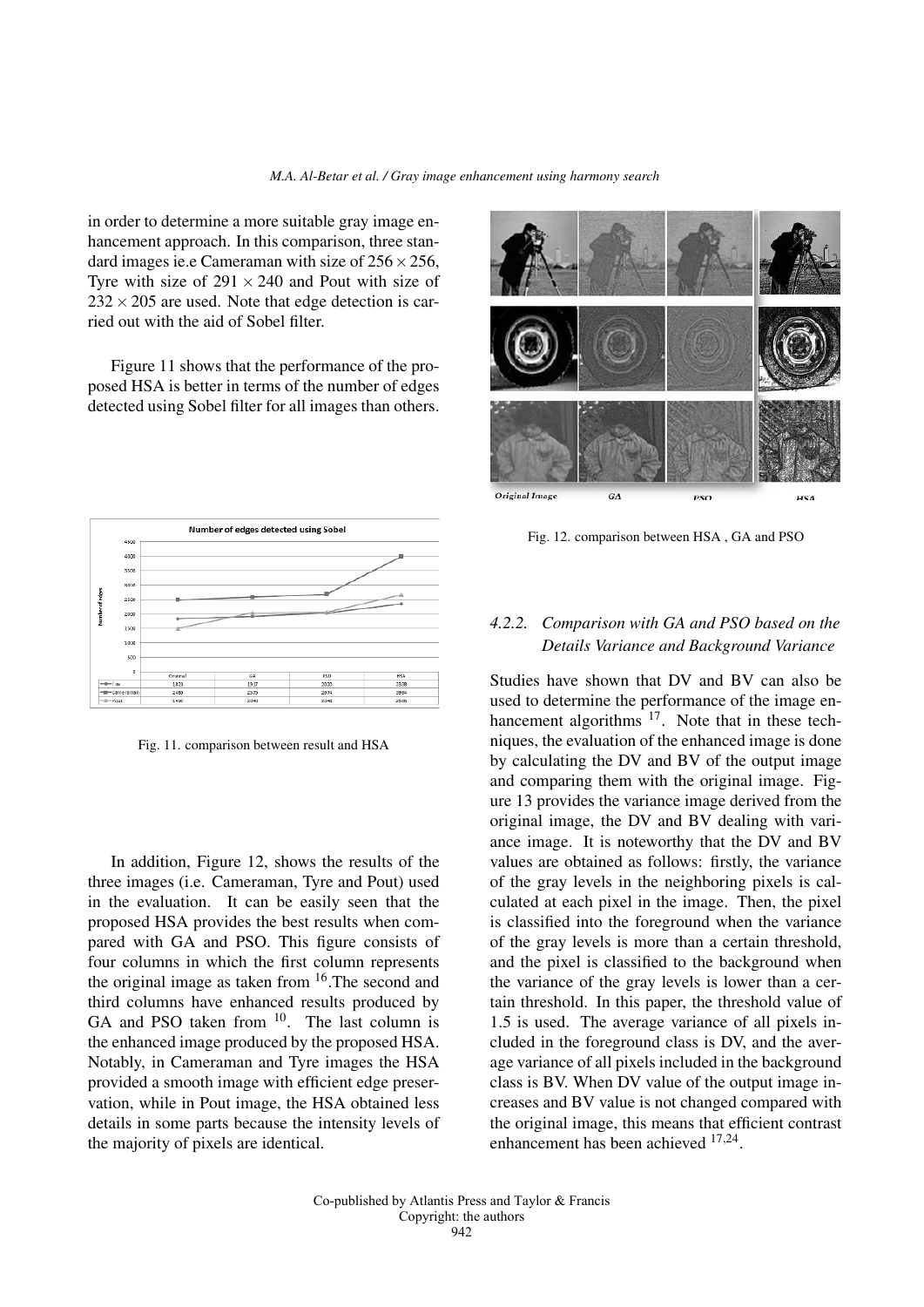in order to determine a more suitable gray image enhancement approach. In this comparison, three standard images ie.e Cameraman with size of $256 \times 256$, Tyre with size of $291 \times 240$ and Pout with size of $232 \times 205$ are used. Note that edge detection is carried out with the aid of Sobel filter.

Figure 11 shows that the performance of the proposed HSA is better in terms of the number of edges detected using Sobel filter for all images than others.

Fig. 11. comparison between result and HSA

In addition, Figure 12, shows the results of the three images (i.e. Cameraman, Tyre and Pout) used in the evaluation. It can be easily seen that the proposed HSA provides the best results when compared with GA and PSO. This figure consists of four columns in which the first column represents the original image as taken from [16].The second and third columns have enhanced results produced by GA and PSO taken from [10]. The last column is the enhanced image produced by the proposed HSA. Notably, in Cameraman and Tyre images the HSA provided a smooth image with efficient edge preservation, while in Pout image, the HSA obtained less details in some parts because the intensity levels of the majority of pixels are identical.

Fig. 12. comparison between HSA , GA and PSO

#### 4.2.2. Comparison with GA and PSO based on the Details Variance and Background Variance

Studies have shown that DV and BV can also be used to determine the performance of the image enhancement algorithms [17]. Note that in these techniques, the evaluation of the enhanced image is done by calculating the DV and BV of the output image and comparing them with the original image. Figure 13 provides the variance image derived from the original image, the DV and BV dealing with variance image. It is noteworthy that the DV and BV values are obtained as follows: firstly, the variance of the gray levels in the neighboring pixels is calculated at each pixel in the image. Then, the pixel is classified into the foreground when the variance of the gray levels is more than a certain threshold, and the pixel is classified to the background when the variance of the gray levels is lower than a certain threshold. In this paper, the threshold value of 1.5 is used. The average variance of all pixels included in the foreground class is DV, and the average variance of all pixels included in the background class is BV. When DV value of the output image increases and BV value is not changed compared with the original image, this means that efficient contrast enhancement has been achieved [17,24].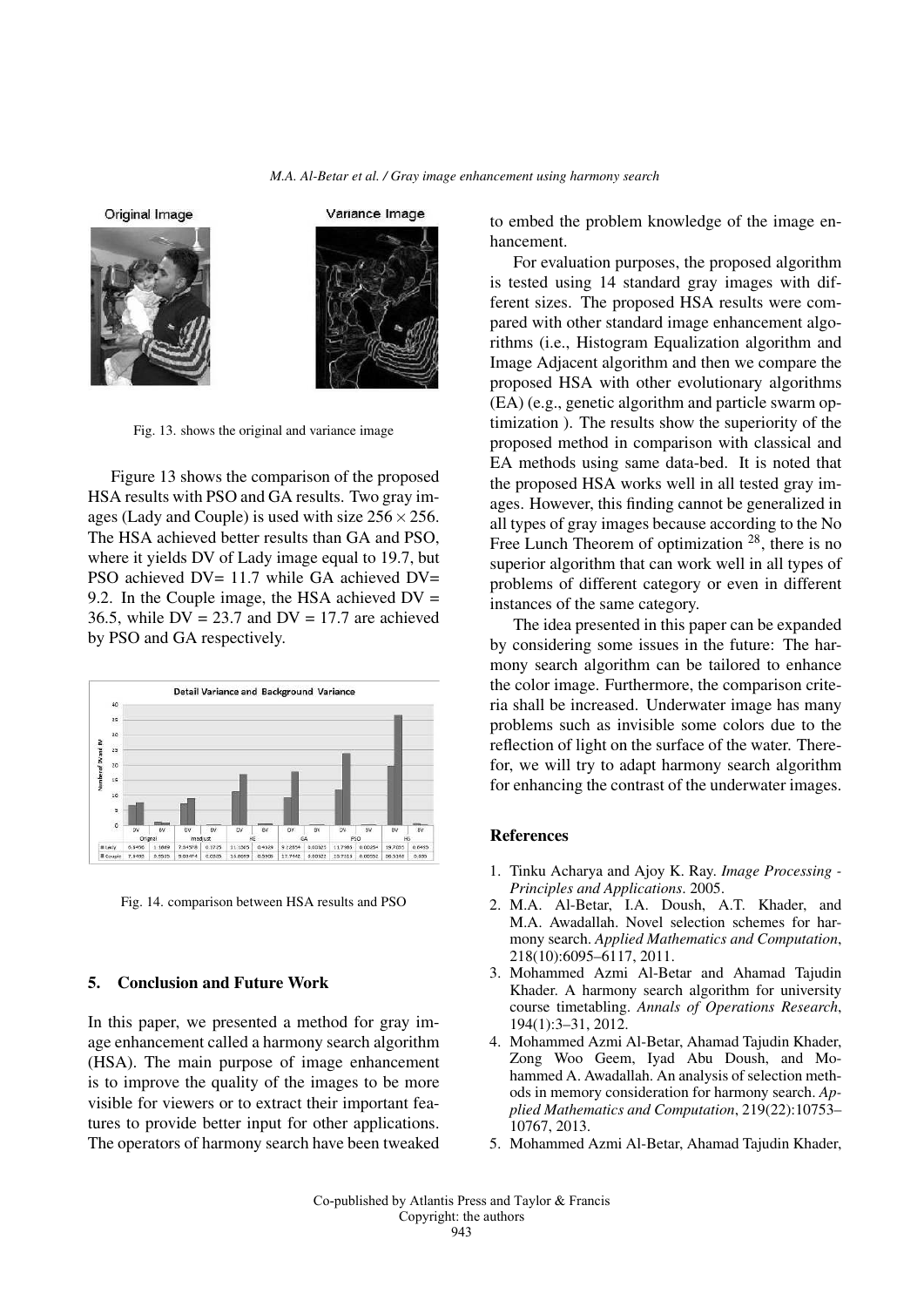Original Image

Variance Image

Fig. 13. shows the original and variance image

Figure 13 shows the comparison of the proposed HSA results with PSO and GA results. Two gray images (Lady and Couple) is used with size $256 \times 256$. The HSA achieved better results than GA and PSO, where it yields DV of Lady image equal to 19.7, but PSO achieved DV= 11.7 while GA achieved DV= 9.2. In the Couple image, the HSA achieved DV = 36.5, while DV = 23.7 and DV = 17.7 are achieved by PSO and GA respectively.

Detail Variance and Background Variance

Fig. 14. comparison between HSA results and PSO

## 5. Conclusion and Future Work

In this paper, we presented a method for gray image enhancement called a harmony search algorithm (HSA). The main purpose of image enhancement is to improve the quality of the images to be more visible for viewers or to extract their important features to provide better input for other applications. The operators of harmony search have been tweaked to embed the problem knowledge of the image enhancement.

For evaluation purposes, the proposed algorithm is tested using 14 standard gray images with different sizes. The proposed HSA results were compared with other standard image enhancement algorithms (i.e., Histogram Equalization algorithm and Image Adjacent algorithm and then we compare the proposed HSA with other evolutionary algorithms (EA) (e.g., genetic algorithm and particle swarm optimization ). The results show the superiority of the proposed method in comparison with classical and EA methods using same data-bed. It is noted that the proposed HSA works well in all tested gray images. However, this finding cannot be generalized in all types of gray images because according to the No Free Lunch Theorem of optimization [28], there is no superior algorithm that can work well in all types of problems of different category or even in different instances of the same category.

The idea presented in this paper can be expanded by considering some issues in the future: The harmony search algorithm can be tailored to enhance the color image. Furthermore, the comparison criteria shall be increased. Underwater image has many problems such as invisible some colors due to the reflection of light on the surface of the water. Therefor, we will try to adapt harmony search algorithm for enhancing the contrast of the underwater images.

## References

1. Tinku Acharya and Ajoy K. Ray. *Image Processing - Principles and Applications*. 2005.
2. M.A. Al-Betar, I.A. Doush, A.T. Khader, and M.A. Awadallah. Novel selection schemes for harmony search. *Applied Mathematics and Computation*, 218(10):6095–6117, 2011.
3. Mohammed Azmi Al-Betar and Ahamad Tajudin Khader. A harmony search algorithm for university course timetabling. *Annals of Operations Research*, 194(1):3–31, 2012.
4. Mohammed Azmi Al-Betar, Ahamad Tajudin Khader, Zong Woo Geem, Iyad Abu Doush, and Mohammed A. Awadallah. An analysis of selection methods in memory consideration for harmony search. *Applied Mathematics and Computation*, 219(22):10753–10767, 2013.
5. Mohammed Azmi Al-Betar, Ahamad Tajudin Khader,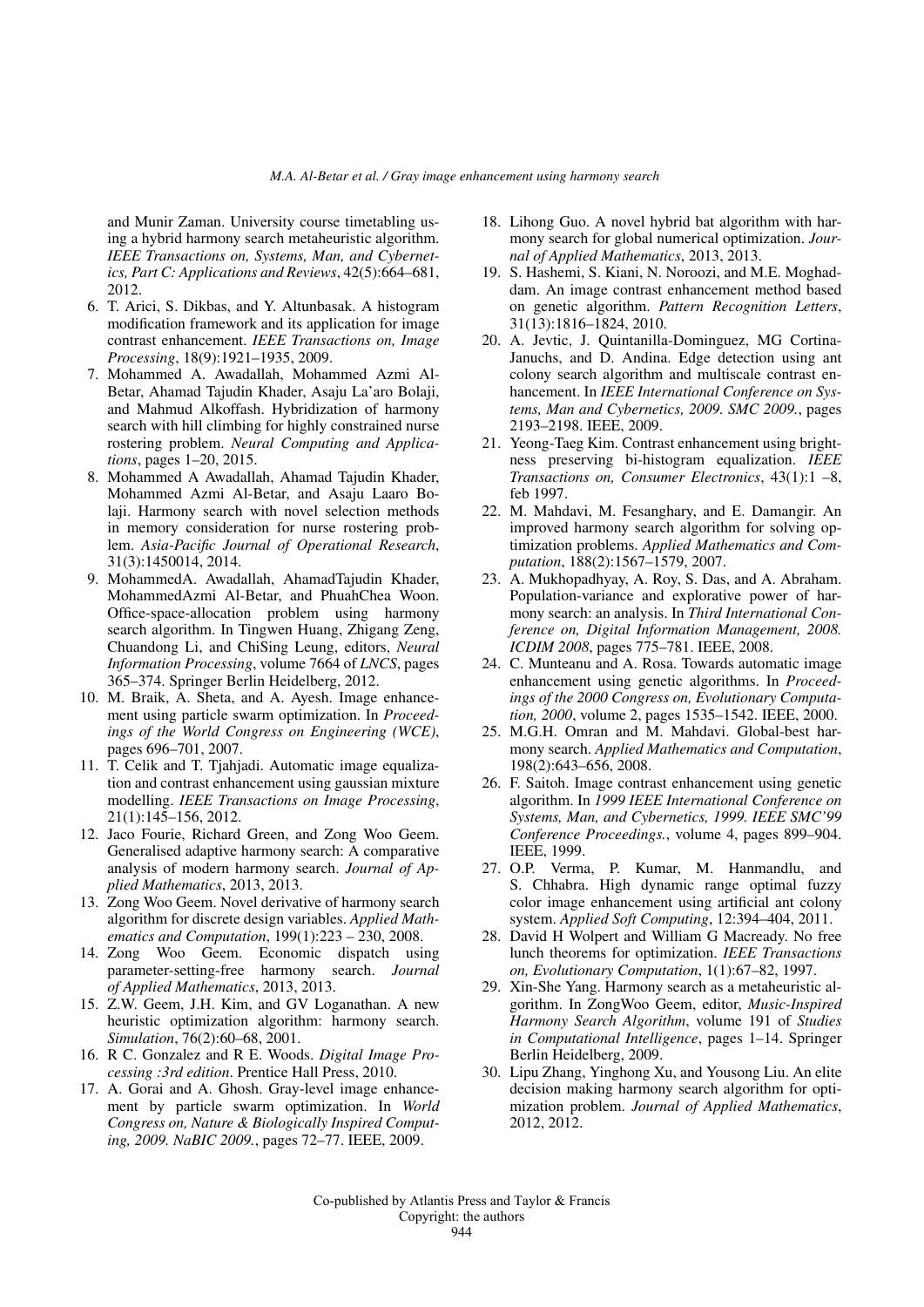and Munir Zaman. University course timetabling using a hybrid harmony search metaheuristic algorithm. *IEEE Transactions on, Systems, Man, and Cybernetics, Part C: Applications and Reviews*, 42(5):664–681, 2012.

6. T. Arici, S. Dikbas, and Y. Altunbasak. A histogram modification framework and its application for image contrast enhancement. *IEEE Transactions on, Image Processing*, 18(9):1921–1935, 2009.
7. Mohammed A. Awadallah, Mohammed Azmi Al-Betar, Ahamad Tajudin Khader, Asaju La'aro Bolaji, and Mahmud Alkoffash. Hybridization of harmony search with hill climbing for highly constrained nurse rostering problem. *Neural Computing and Applications*, pages 1–20, 2015.
8. Mohammed A Awadallah, Ahamad Tajudin Khader, Mohammed Azmi Al-Betar, and Asaju Laaro Bolaji. Harmony search with novel selection methods in memory consideration for nurse rostering problem. *Asia-Pacific Journal of Operational Research*, 31(3):1450014, 2014.
9. MohammedA. Awadallah, AhamadTajudin Khader, MohammedAzmi Al-Betar, and PhuahChea Woon. Office-space-allocation problem using harmony search algorithm. In Tingwen Huang, Zhigang Zeng, Chuandong Li, and ChiSing Leung, editors, *Neural Information Processing*, volume 7664 of *LNCS*, pages 365–374. Springer Berlin Heidelberg, 2012.
10. M. Braik, A. Sheta, and A. Ayesh. Image enhancement using particle swarm optimization. In *Proceedings of the World Congress on Engineering (WCE)*, pages 696–701, 2007.
11. T. Celik and T. Tjahjadi. Automatic image equalization and contrast enhancement using gaussian mixture modelling. *IEEE Transactions on Image Processing*, 21(1):145–156, 2012.
12. Jaco Fourie, Richard Green, and Zong Woo Geem. Generalised adaptive harmony search: A comparative analysis of modern harmony search. *Journal of Applied Mathematics*, 2013, 2013.
13. Zong Woo Geem. Novel derivative of harmony search algorithm for discrete design variables. *Applied Mathematics and Computation*, 199(1):223 – 230, 2008.
14. Zong Woo Geem. Economic dispatch using parameter-setting-free harmony search. *Journal of Applied Mathematics*, 2013, 2013.
15. Z.W. Geem, J.H. Kim, and GV Loganathan. A new heuristic optimization algorithm: harmony search. *Simulation*, 76(2):60–68, 2001.
16. R C. Gonzalez and R E. Woods. *Digital Image Processing :3rd edition*. Prentice Hall Press, 2010.
17. A. Gorai and A. Ghosh. Gray-level image enhancement by particle swarm optimization. In *World Congress on, Nature & Biologically Inspired Computing, 2009. NaBIC 2009.*, pages 72–77. IEEE, 2009.
18. Lihong Guo. A novel hybrid bat algorithm with harmony search for global numerical optimization. *Journal of Applied Mathematics*, 2013, 2013.
19. S. Hashemi, S. Kiani, N. Noroozi, and M.E. Moghaddam. An image contrast enhancement method based on genetic algorithm. *Pattern Recognition Letters*, 31(13):1816–1824, 2010.
20. A. Jevtic, J. Quintanilla-Dominguez, MG Cortina-Januchs, and D. Andina. Edge detection using ant colony search algorithm and multiscale contrast enhancement. In *IEEE International Conference on Systems, Man and Cybernetics, 2009. SMC 2009.*, pages 2193–2198. IEEE, 2009.
21. Yeong-Taeg Kim. Contrast enhancement using brightness preserving bi-histogram equalization. *IEEE Transactions on, Consumer Electronics*, 43(1):1 –8, feb 1997.
22. M. Mahdavi, M. Fesanghary, and E. Damangir. An improved harmony search algorithm for solving optimization problems. *Applied Mathematics and Computation*, 188(2):1567–1579, 2007.
23. A. Mukhopadhyay, A. Roy, S. Das, and A. Abraham. Population-variance and explorative power of harmony search: an analysis. In *Third International Conference on, Digital Information Management, 2008. ICDIM 2008*, pages 775–781. IEEE, 2008.
24. C. Munteanu and A. Rosa. Towards automatic image enhancement using genetic algorithms. In *Proceedings of the 2000 Congress on, Evolutionary Computation, 2000*, volume 2, pages 1535–1542. IEEE, 2000.
25. M.G.H. Omran and M. Mahdavi. Global-best harmony search. *Applied Mathematics and Computation*, 198(2):643–656, 2008.
26. F. Saitoh. Image contrast enhancement using genetic algorithm. In *1999 IEEE International Conference on Systems, Man, and Cybernetics, 1999. IEEE SMC'99 Conference Proceedings.*, volume 4, pages 899–904. IEEE, 1999.
27. O.P. Verma, P. Kumar, M. Hanmandlu, and S. Chhabra. High dynamic range optimal fuzzy color image enhancement using artificial ant colony system. *Applied Soft Computing*, 12:394–404, 2011.
28. David H Wolpert and William G Macready. No free lunch theorems for optimization. *IEEE Transactions on, Evolutionary Computation*, 1(1):67–82, 1997.
29. Xin-She Yang. Harmony search as a metaheuristic algorithm. In ZongWoo Geem, editor, *Music-Inspired Harmony Search Algorithm*, volume 191 of *Studies in Computational Intelligence*, pages 1–14. Springer Berlin Heidelberg, 2009.
30. Lipu Zhang, Yinghong Xu, and Yousong Liu. An elite decision making harmony search algorithm for optimization problem. *Journal of Applied Mathematics*, 2012, 2012.